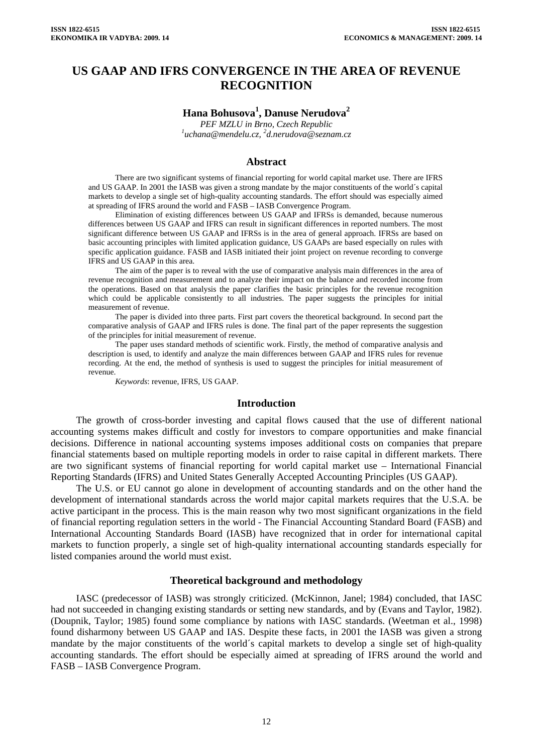# US GAAP AND IFRS CONVERGENCE IN THE AREA OF REVENUE RECOGNITION

**Hana Bohusova[1], Danuse Nerudova[2]**

*PEF MZLU in Brno, Czech Republic*
*[1]uchana@mendelu.cz, [2]d.nerudova@seznam.cz*

## Abstract

There are two significant systems of financial reporting for world capital market use. There are IFRS and US GAAP. In 2001 the IASB was given a strong mandate by the major constituents of the world´s capital markets to develop a single set of high-quality accounting standards. The effort should was especially aimed at spreading of IFRS around the world and FASB – IASB Convergence Program.

Elimination of existing differences between US GAAP and IFRSs is demanded, because numerous differences between US GAAP and IFRS can result in significant differences in reported numbers. The most significant difference between US GAAP and IFRSs is in the area of general approach. IFRSs are based on basic accounting principles with limited application guidance, US GAAPs are based especially on rules with specific application guidance. FASB and IASB initiated their joint project on revenue recording to converge IFRS and US GAAP in this area.

The aim of the paper is to reveal with the use of comparative analysis main differences in the area of revenue recognition and measurement and to analyze their impact on the balance and recorded income from the operations. Based on that analysis the paper clarifies the basic principles for the revenue recognition which could be applicable consistently to all industries. The paper suggests the principles for initial measurement of revenue.

The paper is divided into three parts. First part covers the theoretical background. In second part the comparative analysis of GAAP and IFRS rules is done. The final part of the paper represents the suggestion of the principles for initial measurement of revenue.

The paper uses standard methods of scientific work. Firstly, the method of comparative analysis and description is used, to identify and analyze the main differences between GAAP and IFRS rules for revenue recording. At the end, the method of synthesis is used to suggest the principles for initial measurement of revenue.

*Keywords*: revenue, IFRS, US GAAP.

## Introduction

The growth of cross-border investing and capital flows caused that the use of different national accounting systems makes difficult and costly for investors to compare opportunities and make financial decisions. Difference in national accounting systems imposes additional costs on companies that prepare financial statements based on multiple reporting models in order to raise capital in different markets. There are two significant systems of financial reporting for world capital market use – International Financial Reporting Standards (IFRS) and United States Generally Accepted Accounting Principles (US GAAP).

The U.S. or EU cannot go alone in development of accounting standards and on the other hand the development of international standards across the world major capital markets requires that the U.S.A. be active participant in the process. This is the main reason why two most significant organizations in the field of financial reporting regulation setters in the world - The Financial Accounting Standard Board (FASB) and International Accounting Standards Board (IASB) have recognized that in order for international capital markets to function properly, a single set of high-quality international accounting standards especially for listed companies around the world must exist.

## Theoretical background and methodology

IASC (predecessor of IASB) was strongly criticized. (McKinnon, Janel; 1984) concluded, that IASC had not succeeded in changing existing standards or setting new standards, and by (Evans and Taylor, 1982). (Doupnik, Taylor; 1985) found some compliance by nations with IASC standards. (Weetman et al., 1998) found disharmony between US GAAP and IAS. Despite these facts, in 2001 the IASB was given a strong mandate by the major constituents of the world´s capital markets to develop a single set of high-quality accounting standards. The effort should be especially aimed at spreading of IFRS around the world and FASB – IASB Convergence Program.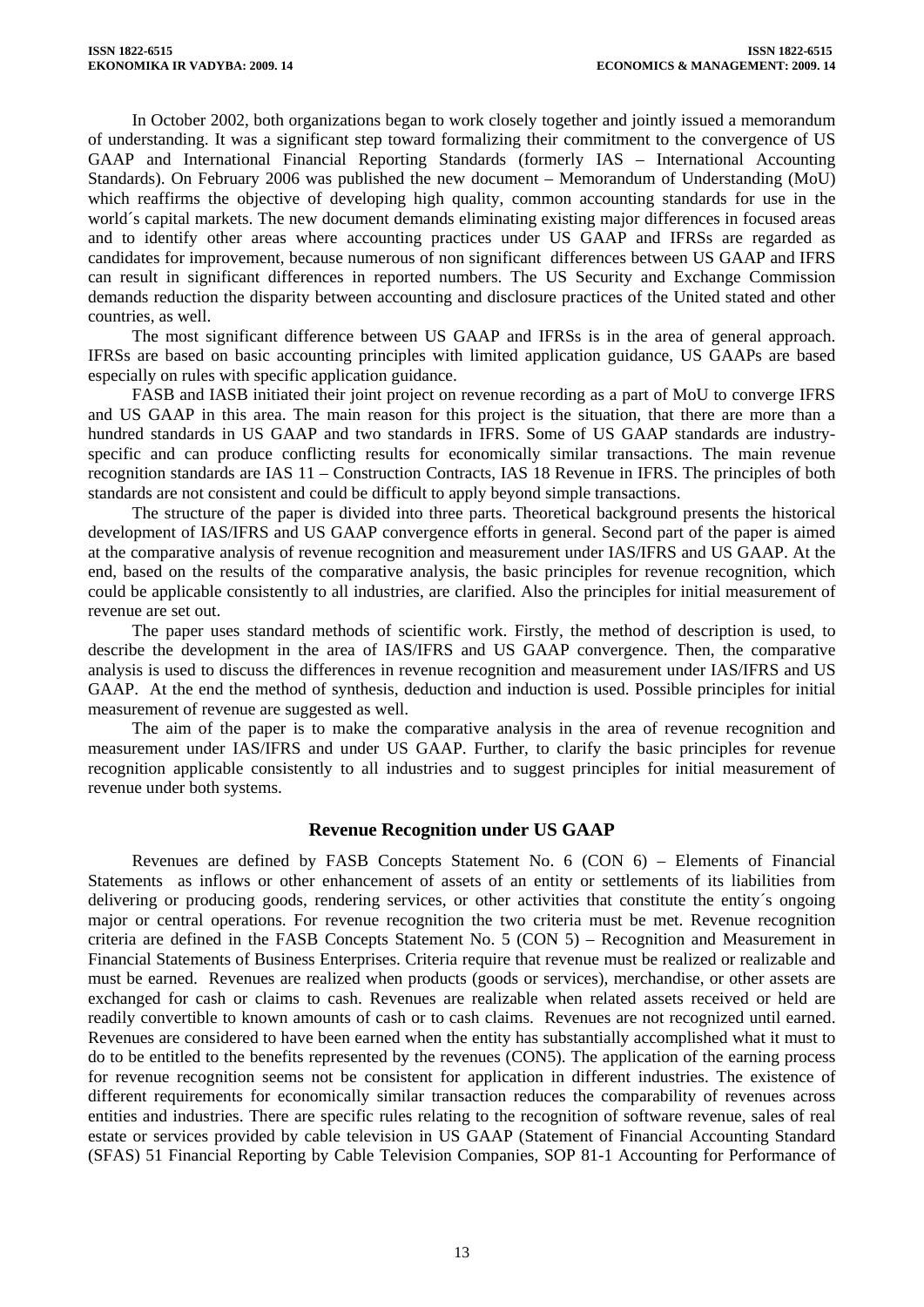In October 2002, both organizations began to work closely together and jointly issued a memorandum of understanding. It was a significant step toward formalizing their commitment to the convergence of US GAAP and International Financial Reporting Standards (formerly IAS – International Accounting Standards). On February 2006 was published the new document – Memorandum of Understanding (MoU) which reaffirms the objective of developing high quality, common accounting standards for use in the world´s capital markets. The new document demands eliminating existing major differences in focused areas and to identify other areas where accounting practices under US GAAP and IFRSs are regarded as candidates for improvement, because numerous of non significant differences between US GAAP and IFRS can result in significant differences in reported numbers. The US Security and Exchange Commission demands reduction the disparity between accounting and disclosure practices of the United stated and other countries, as well.

The most significant difference between US GAAP and IFRSs is in the area of general approach. IFRSs are based on basic accounting principles with limited application guidance, US GAAPs are based especially on rules with specific application guidance.

FASB and IASB initiated their joint project on revenue recording as a part of MoU to converge IFRS and US GAAP in this area. The main reason for this project is the situation, that there are more than a hundred standards in US GAAP and two standards in IFRS. Some of US GAAP standards are industry-specific and can produce conflicting results for economically similar transactions. The main revenue recognition standards are IAS 11 – Construction Contracts, IAS 18 Revenue in IFRS. The principles of both standards are not consistent and could be difficult to apply beyond simple transactions.

The structure of the paper is divided into three parts. Theoretical background presents the historical development of IAS/IFRS and US GAAP convergence efforts in general. Second part of the paper is aimed at the comparative analysis of revenue recognition and measurement under IAS/IFRS and US GAAP. At the end, based on the results of the comparative analysis, the basic principles for revenue recognition, which could be applicable consistently to all industries, are clarified. Also the principles for initial measurement of revenue are set out.

The paper uses standard methods of scientific work. Firstly, the method of description is used, to describe the development in the area of IAS/IFRS and US GAAP convergence. Then, the comparative analysis is used to discuss the differences in revenue recognition and measurement under IAS/IFRS and US GAAP. At the end the method of synthesis, deduction and induction is used. Possible principles for initial measurement of revenue are suggested as well.

The aim of the paper is to make the comparative analysis in the area of revenue recognition and measurement under IAS/IFRS and under US GAAP. Further, to clarify the basic principles for revenue recognition applicable consistently to all industries and to suggest principles for initial measurement of revenue under both systems.

## Revenue Recognition under US GAAP

Revenues are defined by FASB Concepts Statement No. 6 (CON 6) – Elements of Financial Statements as inflows or other enhancement of assets of an entity or settlements of its liabilities from delivering or producing goods, rendering services, or other activities that constitute the entity´s ongoing major or central operations. For revenue recognition the two criteria must be met. Revenue recognition criteria are defined in the FASB Concepts Statement No. 5 (CON 5) – Recognition and Measurement in Financial Statements of Business Enterprises. Criteria require that revenue must be realized or realizable and must be earned. Revenues are realized when products (goods or services), merchandise, or other assets are exchanged for cash or claims to cash. Revenues are realizable when related assets received or held are readily convertible to known amounts of cash or to cash claims. Revenues are not recognized until earned. Revenues are considered to have been earned when the entity has substantially accomplished what it must to do to be entitled to the benefits represented by the revenues (CON5). The application of the earning process for revenue recognition seems not be consistent for application in different industries. The existence of different requirements for economically similar transaction reduces the comparability of revenues across entities and industries. There are specific rules relating to the recognition of software revenue, sales of real estate or services provided by cable television in US GAAP (Statement of Financial Accounting Standard (SFAS) 51 Financial Reporting by Cable Television Companies, SOP 81-1 Accounting for Performance of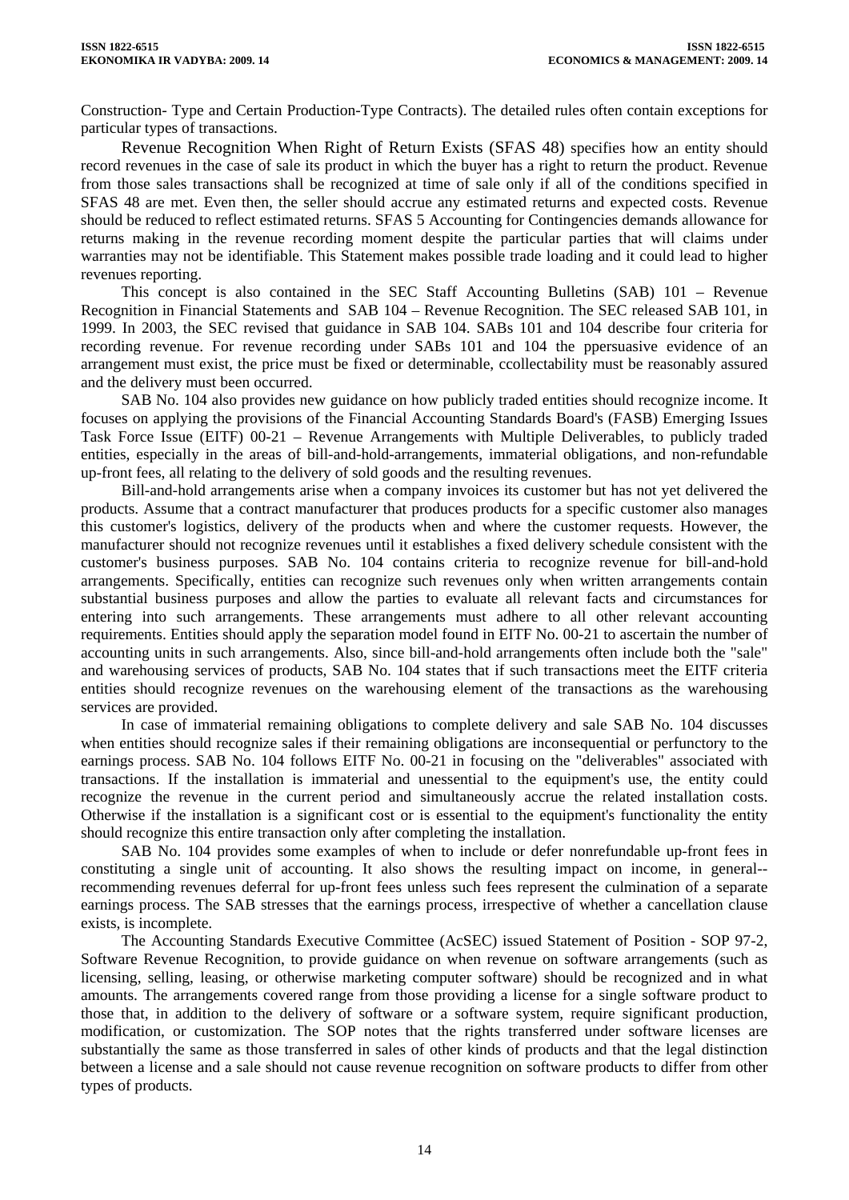Construction- Type and Certain Production-Type Contracts). The detailed rules often contain exceptions for particular types of transactions.

Revenue Recognition When Right of Return Exists (SFAS 48) specifies how an entity should record revenues in the case of sale its product in which the buyer has a right to return the product. Revenue from those sales transactions shall be recognized at time of sale only if all of the conditions specified in SFAS 48 are met. Even then, the seller should accrue any estimated returns and expected costs. Revenue should be reduced to reflect estimated returns. SFAS 5 Accounting for Contingencies demands allowance for returns making in the revenue recording moment despite the particular parties that will claims under warranties may not be identifiable. This Statement makes possible trade loading and it could lead to higher revenues reporting.

This concept is also contained in the SEC Staff Accounting Bulletins (SAB) 101 – Revenue Recognition in Financial Statements and SAB 104 – Revenue Recognition. The SEC released SAB 101, in 1999. In 2003, the SEC revised that guidance in SAB 104. SABs 101 and 104 describe four criteria for recording revenue. For revenue recording under SABs 101 and 104 the ppersuasive evidence of an arrangement must exist, the price must be fixed or determinable, ccollectability must be reasonably assured and the delivery must been occurred.

SAB No. 104 also provides new guidance on how publicly traded entities should recognize income. It focuses on applying the provisions of the Financial Accounting Standards Board's (FASB) Emerging Issues Task Force Issue (EITF) 00-21 – Revenue Arrangements with Multiple Deliverables, to publicly traded entities, especially in the areas of bill-and-hold-arrangements, immaterial obligations, and non-refundable up-front fees, all relating to the delivery of sold goods and the resulting revenues.

Bill-and-hold arrangements arise when a company invoices its customer but has not yet delivered the products. Assume that a contract manufacturer that produces products for a specific customer also manages this customer's logistics, delivery of the products when and where the customer requests. However, the manufacturer should not recognize revenues until it establishes a fixed delivery schedule consistent with the customer's business purposes. SAB No. 104 contains criteria to recognize revenue for bill-and-hold arrangements. Specifically, entities can recognize such revenues only when written arrangements contain substantial business purposes and allow the parties to evaluate all relevant facts and circumstances for entering into such arrangements. These arrangements must adhere to all other relevant accounting requirements. Entities should apply the separation model found in EITF No. 00-21 to ascertain the number of accounting units in such arrangements. Also, since bill-and-hold arrangements often include both the "sale" and warehousing services of products, SAB No. 104 states that if such transactions meet the EITF criteria entities should recognize revenues on the warehousing element of the transactions as the warehousing services are provided.

In case of immaterial remaining obligations to complete delivery and sale SAB No. 104 discusses when entities should recognize sales if their remaining obligations are inconsequential or perfunctory to the earnings process. SAB No. 104 follows EITF No. 00-21 in focusing on the "deliverables" associated with transactions. If the installation is immaterial and unessential to the equipment's use, the entity could recognize the revenue in the current period and simultaneously accrue the related installation costs. Otherwise if the installation is a significant cost or is essential to the equipment's functionality the entity should recognize this entire transaction only after completing the installation.

SAB No. 104 provides some examples of when to include or defer nonrefundable up-front fees in constituting a single unit of accounting. It also shows the resulting impact on income, in general--recommending revenues deferral for up-front fees unless such fees represent the culmination of a separate earnings process. The SAB stresses that the earnings process, irrespective of whether a cancellation clause exists, is incomplete.

The Accounting Standards Executive Committee (AcSEC) issued Statement of Position - SOP 97-2, Software Revenue Recognition, to provide guidance on when revenue on software arrangements (such as licensing, selling, leasing, or otherwise marketing computer software) should be recognized and in what amounts. The arrangements covered range from those providing a license for a single software product to those that, in addition to the delivery of software or a software system, require significant production, modification, or customization. The SOP notes that the rights transferred under software licenses are substantially the same as those transferred in sales of other kinds of products and that the legal distinction between a license and a sale should not cause revenue recognition on software products to differ from other types of products.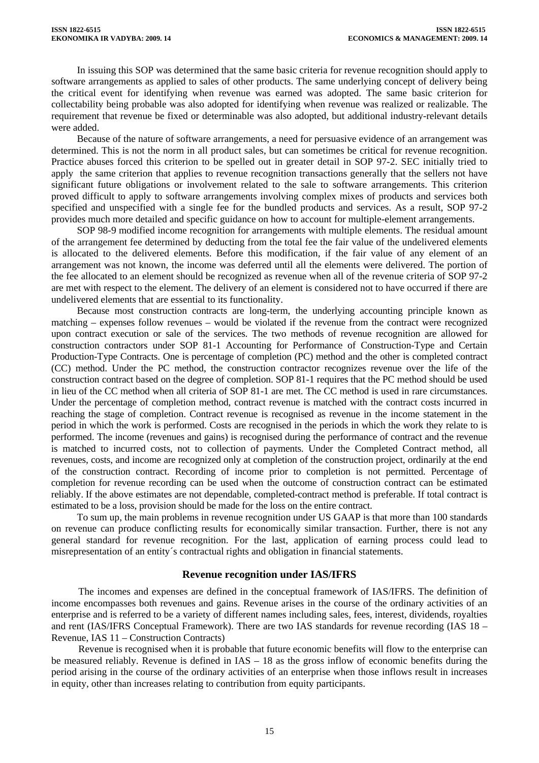In issuing this SOP was determined that the same basic criteria for revenue recognition should apply to software arrangements as applied to sales of other products. The same underlying concept of delivery being the critical event for identifying when revenue was earned was adopted. The same basic criterion for collectability being probable was also adopted for identifying when revenue was realized or realizable. The requirement that revenue be fixed or determinable was also adopted, but additional industry-relevant details were added.

Because of the nature of software arrangements, a need for persuasive evidence of an arrangement was determined. This is not the norm in all product sales, but can sometimes be critical for revenue recognition. Practice abuses forced this criterion to be spelled out in greater detail in SOP 97-2. SEC initially tried to apply the same criterion that applies to revenue recognition transactions generally that the sellers not have significant future obligations or involvement related to the sale to software arrangements. This criterion proved difficult to apply to software arrangements involving complex mixes of products and services both specified and unspecified with a single fee for the bundled products and services. As a result, SOP 97-2 provides much more detailed and specific guidance on how to account for multiple-element arrangements.

SOP 98-9 modified income recognition for arrangements with multiple elements. The residual amount of the arrangement fee determined by deducting from the total fee the fair value of the undelivered elements is allocated to the delivered elements. Before this modification, if the fair value of any element of an arrangement was not known, the income was deferred until all the elements were delivered. The portion of the fee allocated to an element should be recognized as revenue when all of the revenue criteria of SOP 97-2 are met with respect to the element. The delivery of an element is considered not to have occurred if there are undelivered elements that are essential to its functionality.

Because most construction contracts are long-term, the underlying accounting principle known as matching – expenses follow revenues – would be violated if the revenue from the contract were recognized upon contract execution or sale of the services. The two methods of revenue recognition are allowed for construction contractors under SOP 81-1 Accounting for Performance of Construction-Type and Certain Production-Type Contracts. One is percentage of completion (PC) method and the other is completed contract (CC) method. Under the PC method, the construction contractor recognizes revenue over the life of the construction contract based on the degree of completion. SOP 81-1 requires that the PC method should be used in lieu of the CC method when all criteria of SOP 81-1 are met. The CC method is used in rare circumstances. Under the percentage of completion method, contract revenue is matched with the contract costs incurred in reaching the stage of completion. Contract revenue is recognised as revenue in the income statement in the period in which the work is performed. Costs are recognised in the periods in which the work they relate to is performed. The income (revenues and gains) is recognised during the performance of contract and the revenue is matched to incurred costs, not to collection of payments. Under the Completed Contract method, all revenues, costs, and income are recognized only at completion of the construction project, ordinarily at the end of the construction contract. Recording of income prior to completion is not permitted. Percentage of completion for revenue recording can be used when the outcome of construction contract can be estimated reliably. If the above estimates are not dependable, completed-contract method is preferable. If total contract is estimated to be a loss, provision should be made for the loss on the entire contract.

To sum up, the main problems in revenue recognition under US GAAP is that more than 100 standards on revenue can produce conflicting results for economically similar transaction. Further, there is not any general standard for revenue recognition. For the last, application of earning process could lead to misrepresentation of an entity´s contractual rights and obligation in financial statements.

## Revenue recognition under IAS/IFRS

The incomes and expenses are defined in the conceptual framework of IAS/IFRS. The definition of income encompasses both revenues and gains. Revenue arises in the course of the ordinary activities of an enterprise and is referred to be a variety of different names including sales, fees, interest, dividends, royalties and rent (IAS/IFRS Conceptual Framework). There are two IAS standards for revenue recording (IAS 18 – Revenue, IAS 11 – Construction Contracts)

Revenue is recognised when it is probable that future economic benefits will flow to the enterprise can be measured reliably. Revenue is defined in IAS – 18 as the gross inflow of economic benefits during the period arising in the course of the ordinary activities of an enterprise when those inflows result in increases in equity, other than increases relating to contribution from equity participants.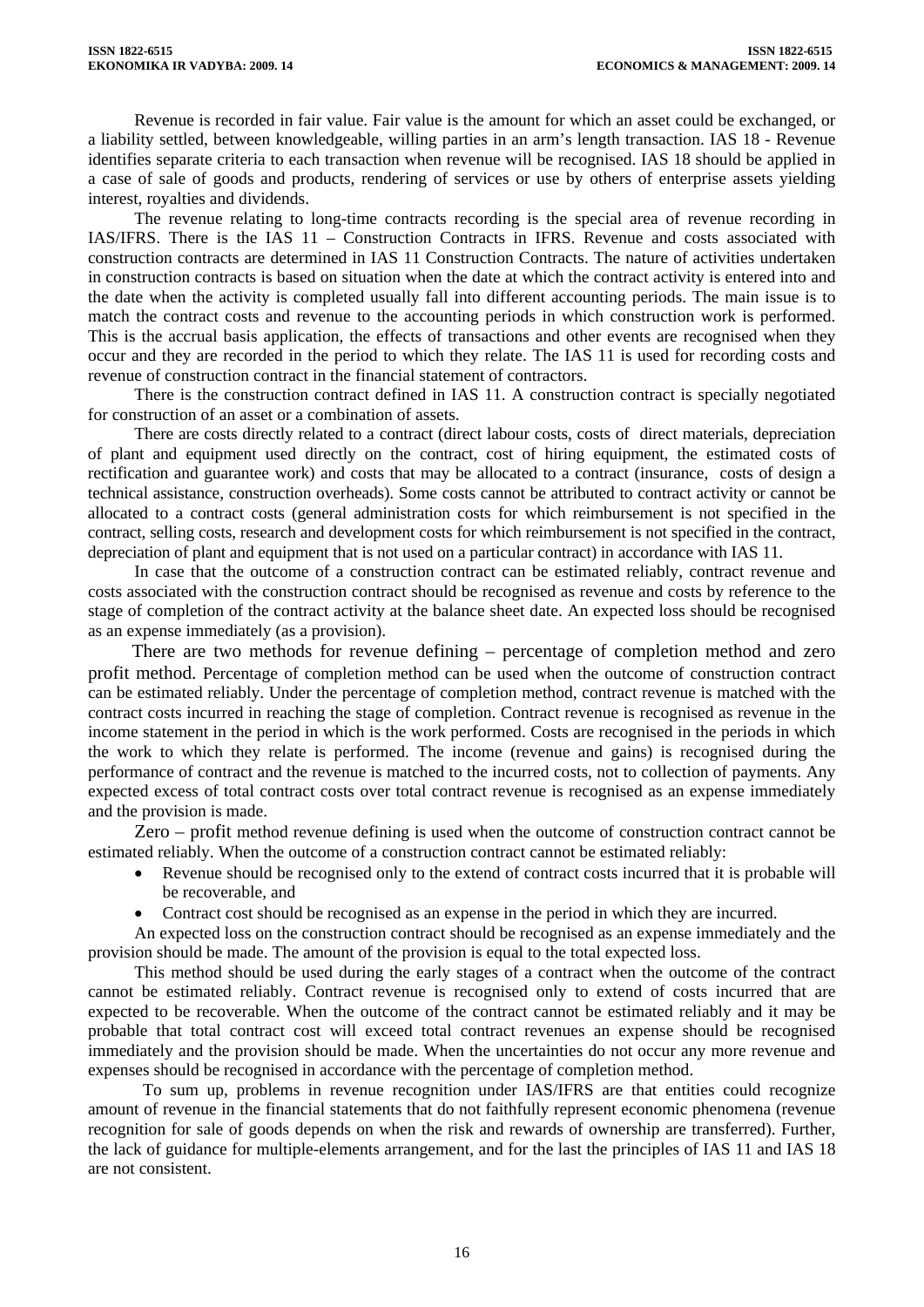Revenue is recorded in fair value. Fair value is the amount for which an asset could be exchanged, or a liability settled, between knowledgeable, willing parties in an arm's length transaction. IAS 18 - Revenue identifies separate criteria to each transaction when revenue will be recognised. IAS 18 should be applied in a case of sale of goods and products, rendering of services or use by others of enterprise assets yielding interest, royalties and dividends.

The revenue relating to long-time contracts recording is the special area of revenue recording in IAS/IFRS. There is the IAS 11 – Construction Contracts in IFRS. Revenue and costs associated with construction contracts are determined in IAS 11 Construction Contracts. The nature of activities undertaken in construction contracts is based on situation when the date at which the contract activity is entered into and the date when the activity is completed usually fall into different accounting periods. The main issue is to match the contract costs and revenue to the accounting periods in which construction work is performed. This is the accrual basis application, the effects of transactions and other events are recognised when they occur and they are recorded in the period to which they relate. The IAS 11 is used for recording costs and revenue of construction contract in the financial statement of contractors.

There is the construction contract defined in IAS 11. A construction contract is specially negotiated for construction of an asset or a combination of assets.

There are costs directly related to a contract (direct labour costs, costs of direct materials, depreciation of plant and equipment used directly on the contract, cost of hiring equipment, the estimated costs of rectification and guarantee work) and costs that may be allocated to a contract (insurance, costs of design a technical assistance, construction overheads). Some costs cannot be attributed to contract activity or cannot be allocated to a contract costs (general administration costs for which reimbursement is not specified in the contract, selling costs, research and development costs for which reimbursement is not specified in the contract, depreciation of plant and equipment that is not used on a particular contract) in accordance with IAS 11.

In case that the outcome of a construction contract can be estimated reliably, contract revenue and costs associated with the construction contract should be recognised as revenue and costs by reference to the stage of completion of the contract activity at the balance sheet date. An expected loss should be recognised as an expense immediately (as a provision).

There are two methods for revenue defining – percentage of completion method and zero profit method. Percentage of completion method can be used when the outcome of construction contract can be estimated reliably. Under the percentage of completion method, contract revenue is matched with the contract costs incurred in reaching the stage of completion. Contract revenue is recognised as revenue in the income statement in the period in which is the work performed. Costs are recognised in the periods in which the work to which they relate is performed. The income (revenue and gains) is recognised during the performance of contract and the revenue is matched to the incurred costs, not to collection of payments. Any expected excess of total contract costs over total contract revenue is recognised as an expense immediately and the provision is made.

Zero – profit method revenue defining is used when the outcome of construction contract cannot be estimated reliably. When the outcome of a construction contract cannot be estimated reliably:

- Revenue should be recognised only to the extend of contract costs incurred that it is probable will be recoverable, and
- Contract cost should be recognised as an expense in the period in which they are incurred.

An expected loss on the construction contract should be recognised as an expense immediately and the provision should be made. The amount of the provision is equal to the total expected loss.

This method should be used during the early stages of a contract when the outcome of the contract cannot be estimated reliably. Contract revenue is recognised only to extend of costs incurred that are expected to be recoverable. When the outcome of the contract cannot be estimated reliably and it may be probable that total contract cost will exceed total contract revenues an expense should be recognised immediately and the provision should be made. When the uncertainties do not occur any more revenue and expenses should be recognised in accordance with the percentage of completion method.

To sum up, problems in revenue recognition under IAS/IFRS are that entities could recognize amount of revenue in the financial statements that do not faithfully represent economic phenomena (revenue recognition for sale of goods depends on when the risk and rewards of ownership are transferred). Further, the lack of guidance for multiple-elements arrangement, and for the last the principles of IAS 11 and IAS 18 are not consistent.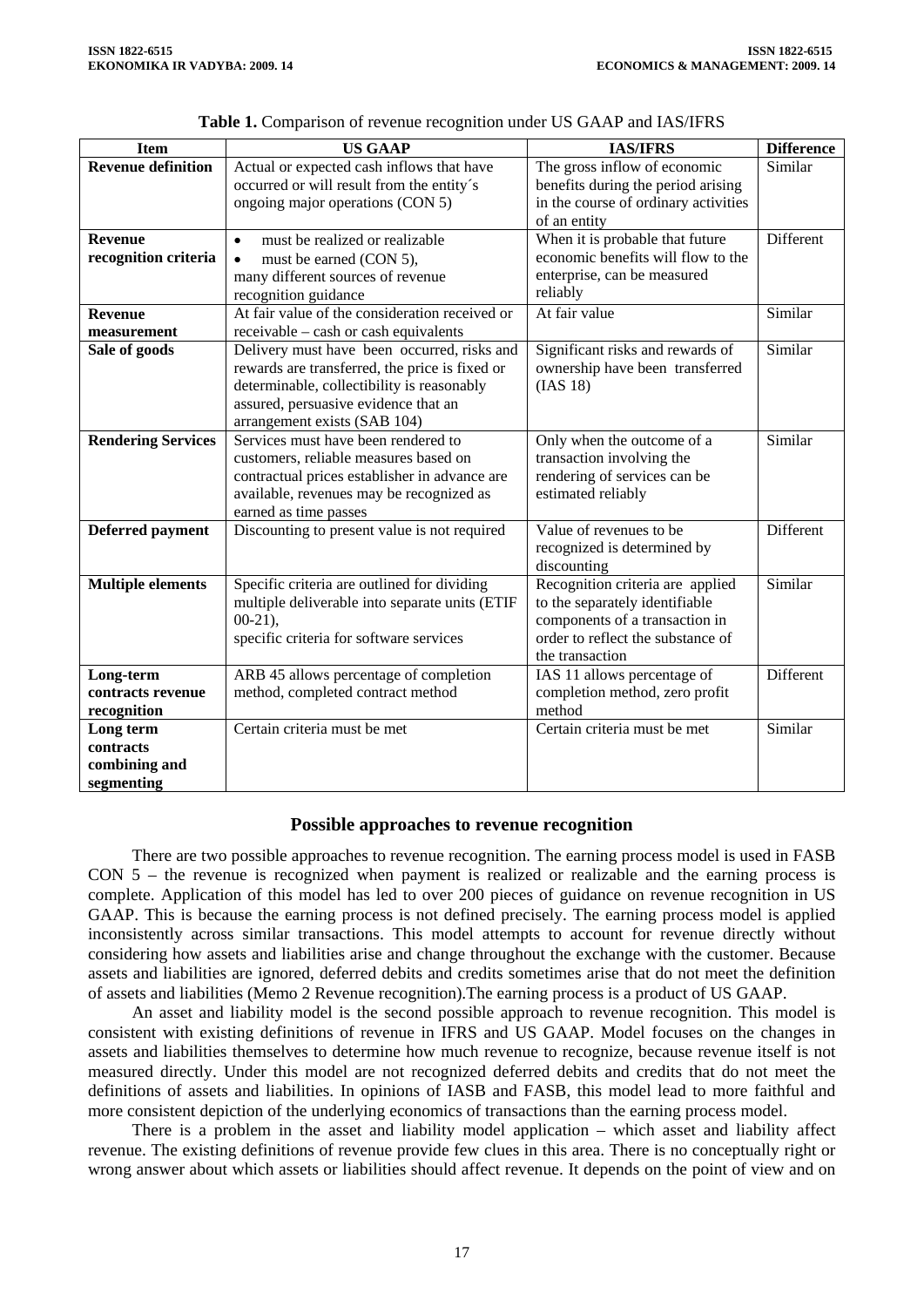**Table 1.** Comparison of revenue recognition under US GAAP and IAS/IFRS

| Item | US GAAP | IAS/IFRS | Difference |
|---|---|---|---|
| **Revenue definition** | Actual or expected cash inflows that have occurred or will result from the entity´s ongoing major operations (CON 5) | The gross inflow of economic benefits during the period arising in the course of ordinary activities of an entity | Similar |
| **Revenue recognition criteria** | • must be realized or realizable • must be earned (CON 5), many different sources of revenue recognition guidance | When it is probable that future economic benefits will flow to the enterprise, can be measured reliably | Different |
| **Revenue measurement** | At fair value of the consideration received or receivable – cash or cash equivalents | At fair value | Similar |
| **Sale of goods** | Delivery must have been occurred, risks and rewards are transferred, the price is fixed or determinable, collectibility is reasonably assured, persuasive evidence that an arrangement exists (SAB 104) | Significant risks and rewards of ownership have been transferred (IAS 18) | Similar |
| **Rendering Services** | Services must have been rendered to customers, reliable measures based on contractual prices establisher in advance are available, revenues may be recognized as earned as time passes | Only when the outcome of a transaction involving the rendering of services can be estimated reliably | Similar |
| **Deferred payment** | Discounting to present value is not required | Value of revenues to be recognized is determined by discounting | Different |
| **Multiple elements** | Specific criteria are outlined for dividing multiple deliverable into separate units (ETIF 00-21), specific criteria for software services | Recognition criteria are applied to the separately identifiable components of a transaction in order to reflect the substance of the transaction | Similar |
| **Long-term contracts revenue recognition** | ARB 45 allows percentage of completion method, completed contract method | IAS 11 allows percentage of completion method, zero profit method | Different |
| **Long term contracts combining and segmenting** | Certain criteria must be met | Certain criteria must be met | Similar |

## Possible approaches to revenue recognition

There are two possible approaches to revenue recognition. The earning process model is used in FASB CON 5 – the revenue is recognized when payment is realized or realizable and the earning process is complete. Application of this model has led to over 200 pieces of guidance on revenue recognition in US GAAP. This is because the earning process is not defined precisely. The earning process model is applied inconsistently across similar transactions. This model attempts to account for revenue directly without considering how assets and liabilities arise and change throughout the exchange with the customer. Because assets and liabilities are ignored, deferred debits and credits sometimes arise that do not meet the definition of assets and liabilities (Memo 2 Revenue recognition).The earning process is a product of US GAAP.

An asset and liability model is the second possible approach to revenue recognition. This model is consistent with existing definitions of revenue in IFRS and US GAAP. Model focuses on the changes in assets and liabilities themselves to determine how much revenue to recognize, because revenue itself is not measured directly. Under this model are not recognized deferred debits and credits that do not meet the definitions of assets and liabilities. In opinions of IASB and FASB, this model lead to more faithful and more consistent depiction of the underlying economics of transactions than the earning process model.

There is a problem in the asset and liability model application – which asset and liability affect revenue. The existing definitions of revenue provide few clues in this area. There is no conceptually right or wrong answer about which assets or liabilities should affect revenue. It depends on the point of view and on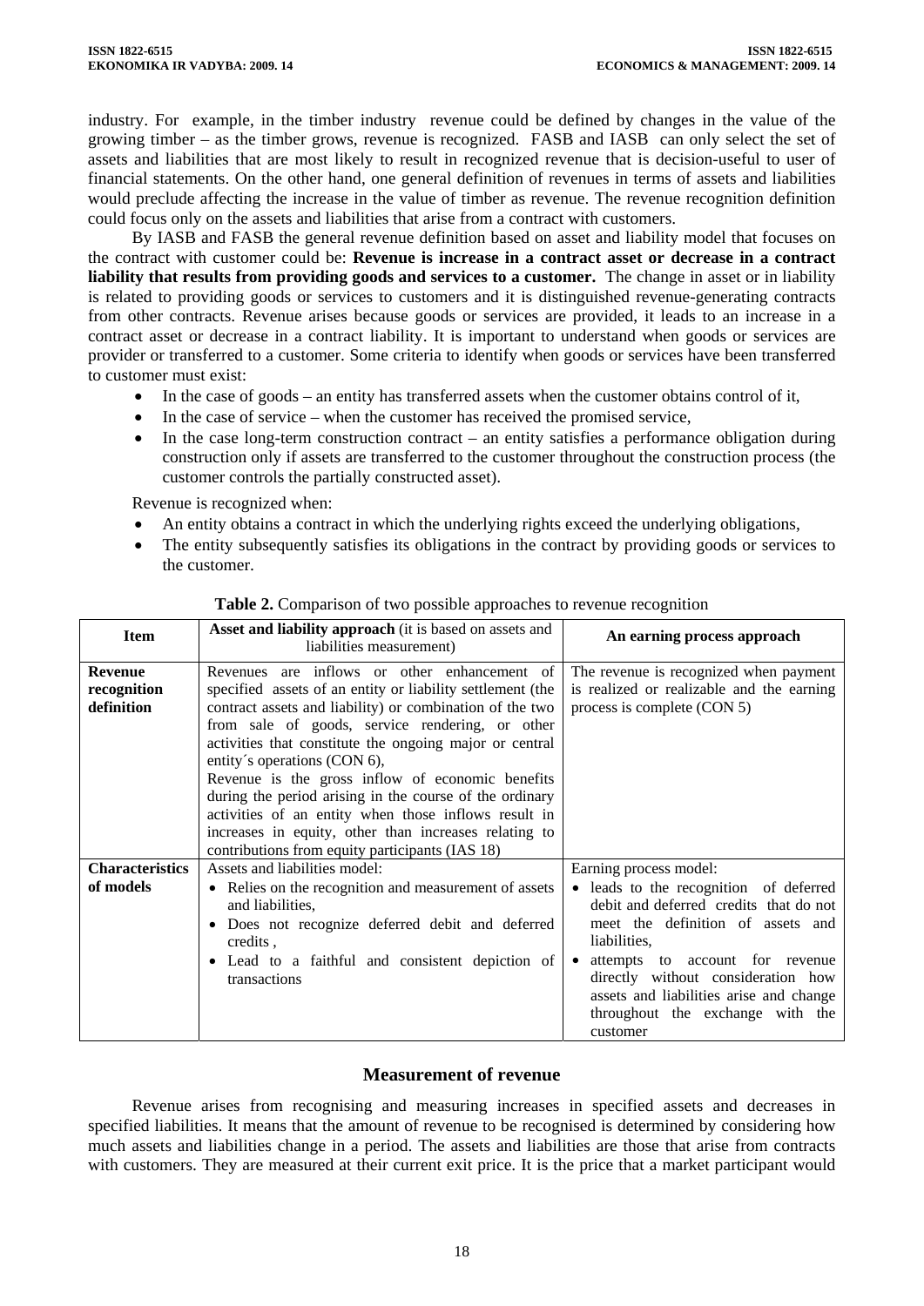industry. For example, in the timber industry revenue could be defined by changes in the value of the growing timber – as the timber grows, revenue is recognized. FASB and IASB can only select the set of assets and liabilities that are most likely to result in recognized revenue that is decision-useful to user of financial statements. On the other hand, one general definition of revenues in terms of assets and liabilities would preclude affecting the increase in the value of timber as revenue. The revenue recognition definition could focus only on the assets and liabilities that arise from a contract with customers.

By IASB and FASB the general revenue definition based on asset and liability model that focuses on the contract with customer could be: **Revenue is increase in a contract asset or decrease in a contract liability that results from providing goods and services to a customer.** The change in asset or in liability is related to providing goods or services to customers and it is distinguished revenue-generating contracts from other contracts. Revenue arises because goods or services are provided, it leads to an increase in a contract asset or decrease in a contract liability. It is important to understand when goods or services are provider or transferred to a customer. Some criteria to identify when goods or services have been transferred to customer must exist:

- In the case of goods – an entity has transferred assets when the customer obtains control of it,
- In the case of service – when the customer has received the promised service,
- In the case long-term construction contract – an entity satisfies a performance obligation during construction only if assets are transferred to the customer throughout the construction process (the customer controls the partially constructed asset).

Revenue is recognized when:

- An entity obtains a contract in which the underlying rights exceed the underlying obligations,
- The entity subsequently satisfies its obligations in the contract by providing goods or services to the customer.

**Table 2.** Comparison of two possible approaches to revenue recognition

| Item | **Asset and liability approach** (it is based on assets and liabilities measurement) | An earning process approach |
|---|---|---|
| **Revenue recognition definition** | Revenues are inflows or other enhancement of specified assets of an entity or liability settlement (the contract assets and liability) or combination of the two from sale of goods, service rendering, or other activities that constitute the ongoing major or central entity´s operations (CON 6),<br>Revenue is the gross inflow of economic benefits during the period arising in the course of the ordinary activities of an entity when those inflows result in increases in equity, other than increases relating to contributions from equity participants (IAS 18) | The revenue is recognized when payment is realized or realizable and the earning process is complete (CON 5) |
| **Characteristics of models** | Assets and liabilities model:<br>• Relies on the recognition and measurement of assets and liabilities,<br>• Does not recognize deferred debit and deferred credits ,<br>• Lead to a faithful and consistent depiction of transactions | Earning process model:<br>• leads to the recognition of deferred debit and deferred credits that do not meet the definition of assets and liabilities,<br>• attempts to account for revenue directly without consideration how assets and liabilities arise and change throughout the exchange with the customer |

## Measurement of revenue

Revenue arises from recognising and measuring increases in specified assets and decreases in specified liabilities. It means that the amount of revenue to be recognised is determined by considering how much assets and liabilities change in a period. The assets and liabilities are those that arise from contracts with customers. They are measured at their current exit price. It is the price that a market participant would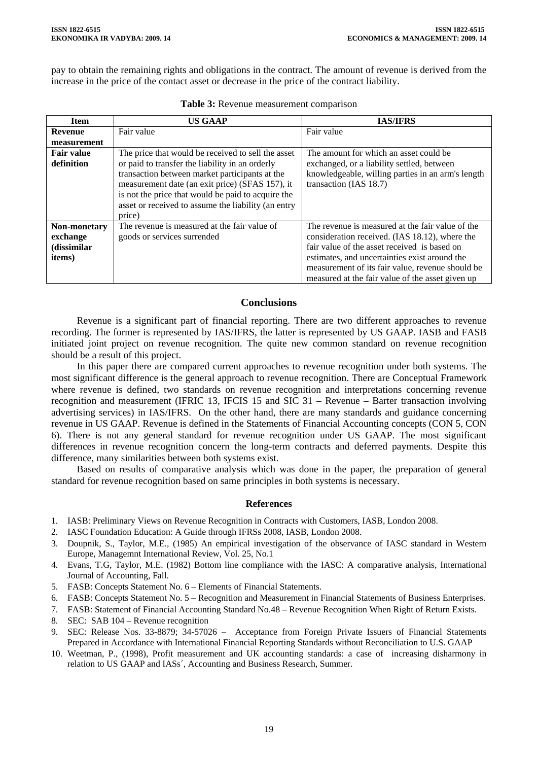pay to obtain the remaining rights and obligations in the contract. The amount of revenue is derived from the increase in the price of the contact asset or decrease in the price of the contract liability.

**Table 3:** Revenue measurement comparison

| Item | US GAAP | IAS/IFRS |
|---|---|---|
| **Revenue measurement** | Fair value | Fair value |
| **Fair value definition** | The price that would be received to sell the asset or paid to transfer the liability in an orderly transaction between market participants at the measurement date (an exit price) (SFAS 157), it is not the price that would be paid to acquire the asset or received to assume the liability (an entry price) | The amount for which an asset could be exchanged, or a liability settled, between knowledgeable, willing parties in an arm's length transaction (IAS 18.7) |
| **Non-monetary exchange (dissimilar items)** | The revenue is measured at the fair value of goods or services surrended | The revenue is measured at the fair value of the consideration received. (IAS 18.12), where the fair value of the asset received is based on estimates, and uncertainties exist around the measurement of its fair value, revenue should be measured at the fair value of the asset given up |

## Conclusions

Revenue is a significant part of financial reporting. There are two different approaches to revenue recording. The former is represented by IAS/IFRS, the latter is represented by US GAAP. IASB and FASB initiated joint project on revenue recognition. The quite new common standard on revenue recognition should be a result of this project.

In this paper there are compared current approaches to revenue recognition under both systems. The most significant difference is the general approach to revenue recognition. There are Conceptual Framework where revenue is defined, two standards on revenue recognition and interpretations concerning revenue recognition and measurement (IFRIC 13, IFCIS 15 and SIC 31 – Revenue – Barter transaction involving advertising services) in IAS/IFRS. On the other hand, there are many standards and guidance concerning revenue in US GAAP. Revenue is defined in the Statements of Financial Accounting concepts (CON 5, CON 6). There is not any general standard for revenue recognition under US GAAP. The most significant differences in revenue recognition concern the long-term contracts and deferred payments. Despite this difference, many similarities between both systems exist.

Based on results of comparative analysis which was done in the paper, the preparation of general standard for revenue recognition based on same principles in both systems is necessary.

### References

1. IASB: Preliminary Views on Revenue Recognition in Contracts with Customers, IASB, London 2008.
2. IASC Foundation Education: A Guide through IFRSs 2008, IASB, London 2008.
3. Doupnik, S., Taylor, M.E., (1985) An empirical investigation of the observance of IASC standard in Western Europe, Managemnt International Review, Vol. 25, No.1
4. Evans, T.G, Taylor, M.E. (1982) Bottom line compliance with the IASC: A comparative analysis, International Journal of Accounting, Fall.
5. FASB: Concepts Statement No. 6 – Elements of Financial Statements.
6. FASB: Concepts Statement No. 5 – Recognition and Measurement in Financial Statements of Business Enterprises.
7. FASB: Statement of Financial Accounting Standard No.48 – Revenue Recognition When Right of Return Exists.
8. SEC: SAB 104 – Revenue recognition
9. SEC: Release Nos. 33-8879; 34-57026 – Acceptance from Foreign Private Issuers of Financial Statements Prepared in Accordance with International Financial Reporting Standards without Reconciliation to U.S. GAAP
10. Weetman, P., (1998), Profit measurement and UK accounting standards: a case of increasing disharmony in relation to US GAAP and IASs´, Accounting and Business Research, Summer.